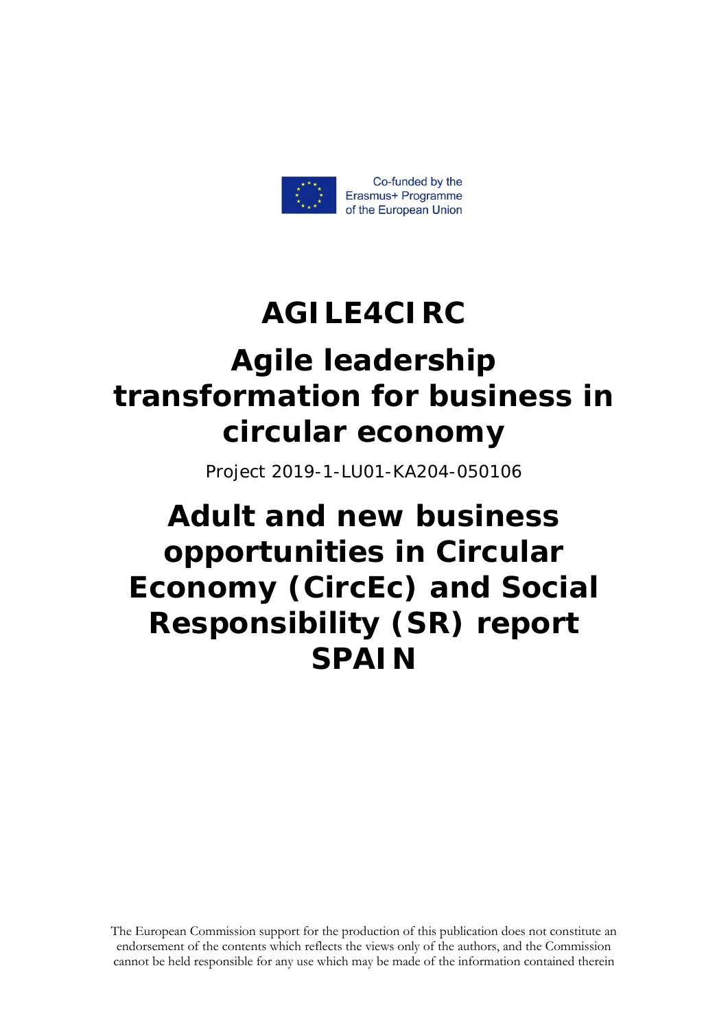Co-funded by the Erasmus+ Programme of the European Union

# AGILE4CIRC

# Agile leadership transformation for business in circular economy

Project 2019-1-LU01-KA204-050106

# Adult and new business opportunities in Circular Economy (CircEc) and Social Responsibility (SR) report SPAIN

The European Commission support for the production of this publication does not constitute an endorsement of the contents which reflects the views only of the authors, and the Commission cannot be held responsible for any use which may be made of the information contained therein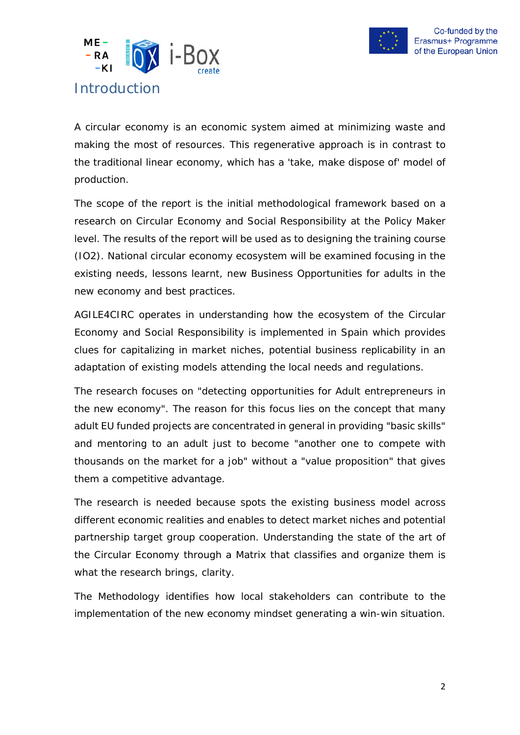# Introduction

A circular economy is an economic system aimed at minimizing waste and making the most of resources. This regenerative approach is in contrast to the traditional linear economy, which has a 'take, make dispose of' model of production.

The scope of the report is the initial methodological framework based on a research on Circular Economy and Social Responsibility at the Policy Maker level. The results of the report will be used as to designing the training course (IO2). National circular economy ecosystem will be examined focusing in the existing needs, lessons learnt, new Business Opportunities for adults in the new economy and best practices.

AGILE4CIRC operates in understanding how the ecosystem of the Circular Economy and Social Responsibility is implemented in Spain which provides clues for capitalizing in market niches, potential business replicability in an adaptation of existing models attending the local needs and regulations.

The research focuses on "detecting opportunities for Adult entrepreneurs in the new economy". The reason for this focus lies on the concept that many adult EU funded projects are concentrated in general in providing "basic skills" and mentoring to an adult just to become "another one to compete with thousands on the market for a job" without a "value proposition" that gives them a competitive advantage.

The research is needed because spots the existing business model across different economic realities and enables to detect market niches and potential partnership target group cooperation. Understanding the state of the art of the Circular Economy through a Matrix that classifies and organize them is what the research brings, clarity.

The Methodology identifies how local stakeholders can contribute to the implementation of the new economy mindset generating a win-win situation.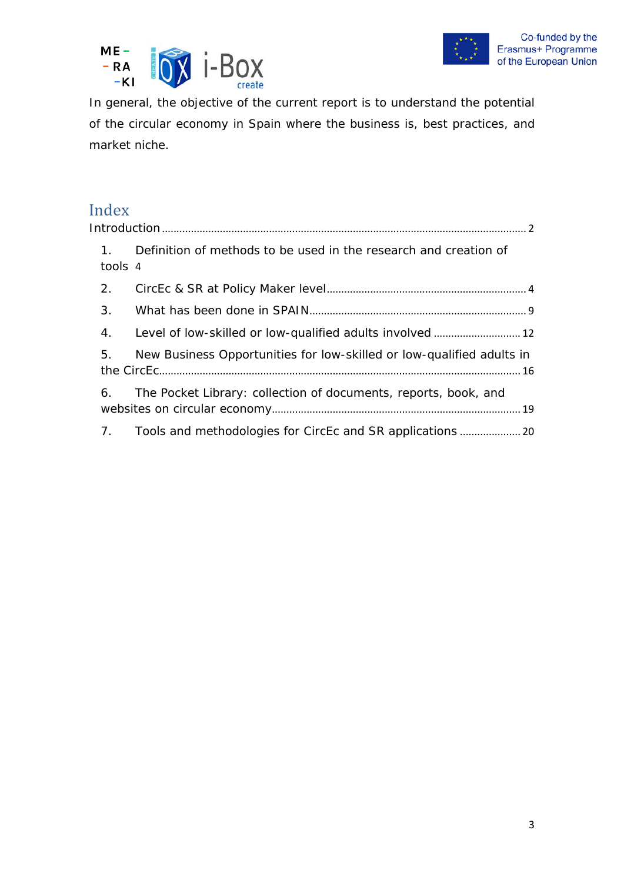In general, the objective of the current report is to understand the potential of the circular economy in Spain where the business is, best practices, and market niche.

# Index

Introduction ........................................................................................................................ 2

1. Definition of methods to be used in the research and creation of tools 4
2. CircEc & SR at Policy Maker level.................................................................. 4
3. What has been done in SPAIN........................................................................ 9
4. Level of low-skilled or low-qualified adults involved ............................ 12
5. New Business Opportunities for low-skilled or low-qualified adults in the CircEc........................................................................................................................ 16
6. The Pocket Library: collection of documents, reports, book, and websites on circular economy.................................................................................. 19
7. Tools and methodologies for CircEc and SR applications .................... 20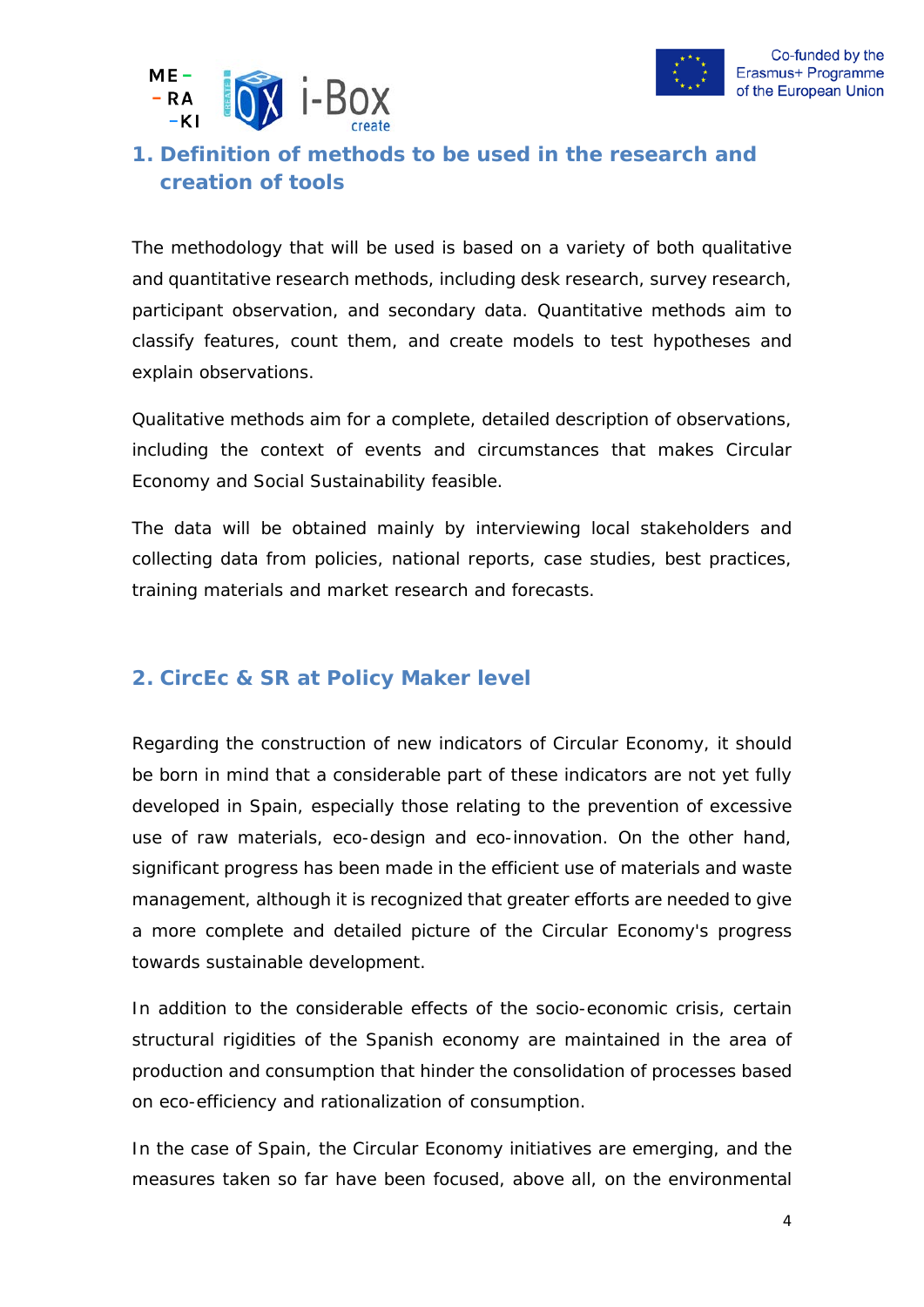## 1. Definition of methods to be used in the research and creation of tools

The methodology that will be used is based on a variety of both qualitative and quantitative research methods, including desk research, survey research, participant observation, and secondary data. Quantitative methods aim to classify features, count them, and create models to test hypotheses and explain observations.

Qualitative methods aim for a complete, detailed description of observations, including the context of events and circumstances that makes Circular Economy and Social Sustainability feasible.

The data will be obtained mainly by interviewing local stakeholders and collecting data from policies, national reports, case studies, best practices, training materials and market research and forecasts.

## 2. CircEc & SR at Policy Maker level

Regarding the construction of new indicators of Circular Economy, it should be born in mind that a considerable part of these indicators are not yet fully developed in Spain, especially those relating to the prevention of excessive use of raw materials, eco-design and eco-innovation. On the other hand, significant progress has been made in the efficient use of materials and waste management, although it is recognized that greater efforts are needed to give a more complete and detailed picture of the Circular Economy's progress towards sustainable development.

In addition to the considerable effects of the socio-economic crisis, certain structural rigidities of the Spanish economy are maintained in the area of production and consumption that hinder the consolidation of processes based on eco-efficiency and rationalization of consumption.

In the case of Spain, the Circular Economy initiatives are emerging, and the measures taken so far have been focused, above all, on the environmental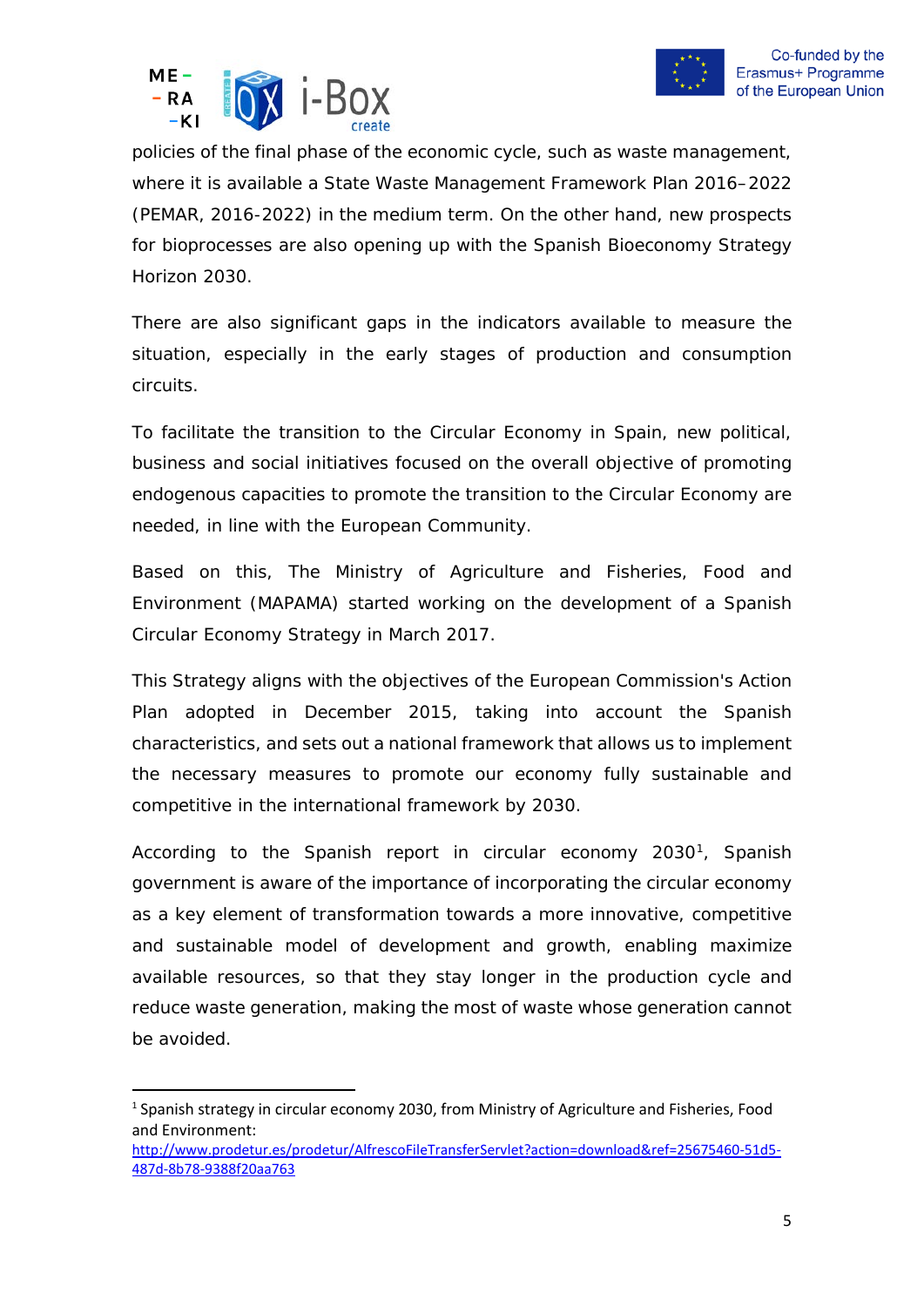policies of the final phase of the economic cycle, such as waste management, where it is available a State Waste Management Framework Plan 2016–2022 (PEMAR, 2016-2022) in the medium term. On the other hand, new prospects for bioprocesses are also opening up with the Spanish Bioeconomy Strategy Horizon 2030.

There are also significant gaps in the indicators available to measure the situation, especially in the early stages of production and consumption circuits.

To facilitate the transition to the Circular Economy in Spain, new political, business and social initiatives focused on the overall objective of promoting endogenous capacities to promote the transition to the Circular Economy are needed, in line with the European Community.

Based on this, The Ministry of Agriculture and Fisheries, Food and Environment (MAPAMA) started working on the development of a Spanish Circular Economy Strategy in March 2017.

This Strategy aligns with the objectives of the European Commission's Action Plan adopted in December 2015, taking into account the Spanish characteristics, and sets out a national framework that allows us to implement the necessary measures to promote our economy fully sustainable and competitive in the international framework by 2030.

According to the Spanish report in circular economy 2030[1], Spanish government is aware of the importance of incorporating the circular economy as a key element of transformation towards a more innovative, competitive and sustainable model of development and growth, enabling maximize available resources, so that they stay longer in the production cycle and reduce waste generation, making the most of waste whose generation cannot be avoided.

---

[1] Spanish strategy in circular economy 2030, from Ministry of Agriculture and Fisheries, Food and Environment: http://www.prodetur.es/prodetur/AlfrescoFileTransferServlet?action=download&ref=25675460-51d5-487d-8b78-9388f20aa763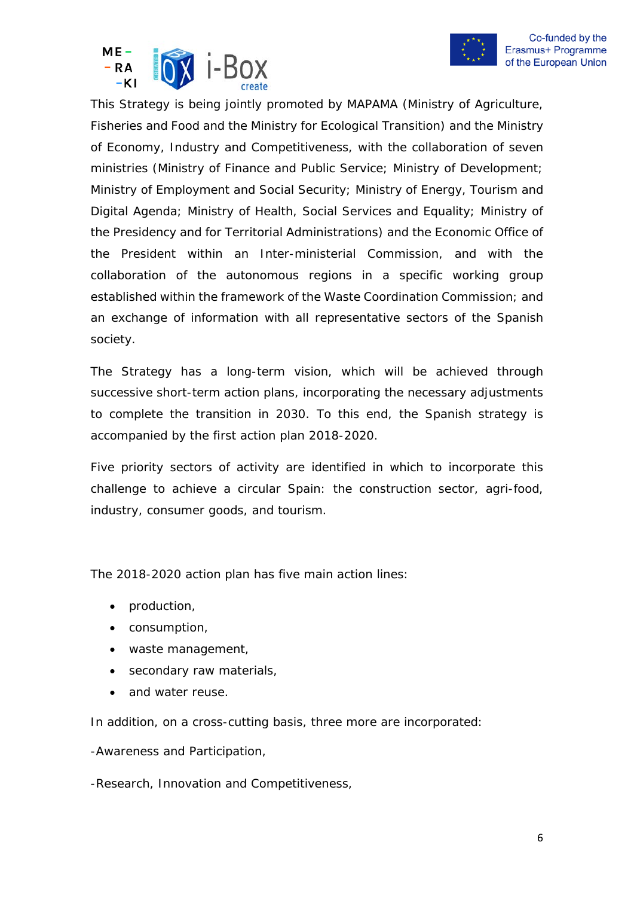This Strategy is being jointly promoted by MAPAMA (Ministry of Agriculture, Fisheries and Food and the Ministry for Ecological Transition) and the Ministry of Economy, Industry and Competitiveness, with the collaboration of seven ministries (Ministry of Finance and Public Service; Ministry of Development; Ministry of Employment and Social Security; Ministry of Energy, Tourism and Digital Agenda; Ministry of Health, Social Services and Equality; Ministry of the Presidency and for Territorial Administrations) and the Economic Office of the President within an Inter-ministerial Commission, and with the collaboration of the autonomous regions in a specific working group established within the framework of the Waste Coordination Commission; and an exchange of information with all representative sectors of the Spanish society.

The Strategy has a long-term vision, which will be achieved through successive short-term action plans, incorporating the necessary adjustments to complete the transition in 2030. To this end, the Spanish strategy is accompanied by the first action plan 2018-2020.

Five priority sectors of activity are identified in which to incorporate this challenge to achieve a circular Spain: the construction sector, agri-food, industry, consumer goods, and tourism.

The 2018-2020 action plan has five main action lines:

- production,
- consumption,
- waste management,
- secondary raw materials,
- and water reuse.

In addition, on a cross-cutting basis, three more are incorporated:

-Awareness and Participation,

-Research, Innovation and Competitiveness,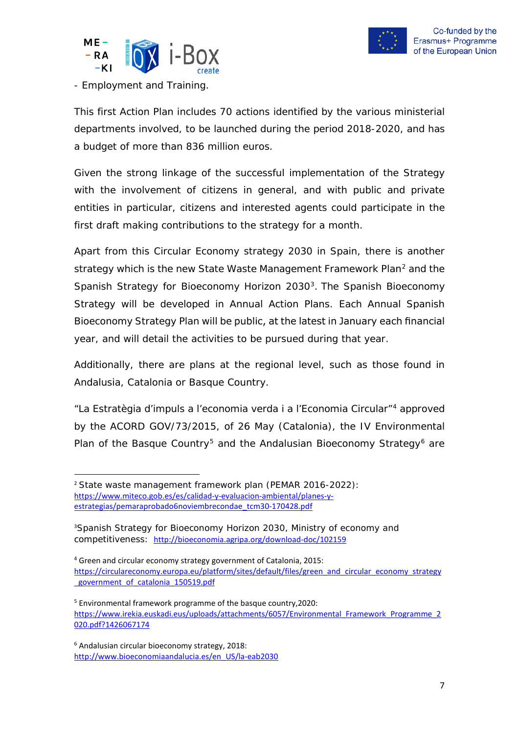- Employment and Training.

This first Action Plan includes 70 actions identified by the various ministerial departments involved, to be launched during the period 2018-2020, and has a budget of more than 836 million euros.

Given the strong linkage of the successful implementation of the Strategy with the involvement of citizens in general, and with public and private entities in particular, citizens and interested agents could participate in the first draft making contributions to the strategy for a month.

Apart from this Circular Economy strategy 2030 in Spain, there is another strategy which is the new State Waste Management Framework Plan[2] and the Spanish Strategy for Bioeconomy Horizon 2030[3]. The Spanish Bioeconomy Strategy will be developed in Annual Action Plans. Each Annual Spanish Bioeconomy Strategy Plan will be public, at the latest in January each financial year, and will detail the activities to be pursued during that year.

Additionally, there are plans at the regional level, such as those found in Andalusia, Catalonia or Basque Country.

"La Estratègia d'impuls a l'economia verda i a l'Economia Circular"[4] approved by the ACORD GOV/73/2015, of 26 May (Catalonia), the IV Environmental Plan of the Basque Country[5] and the Andalusian Bioeconomy Strategy[6] are

---

[2] State waste management framework plan (PEMAR 2016-2022): https://www.miteco.gob.es/es/calidad-y-evaluacion-ambiental/planes-y-estrategias/pemaraprobado6noviembrecondae_tcm30-170428.pdf

[3] Spanish Strategy for Bioeconomy Horizon 2030, Ministry of economy and competitiveness: http://bioeconomia.agripa.org/download-doc/102159

[4] Green and circular economy strategy government of Catalonia, 2015: https://circulareconomy.europa.eu/platform/sites/default/files/green_and_circular_economy_strategy_government_of_catalonia_150519.pdf

[5] Environmental framework programme of the basque country,2020: https://www.irekia.euskadi.eus/uploads/attachments/6057/Environmental_Framework_Programme_2020.pdf?1426067174

[6] Andalusian circular bioeconomy strategy, 2018: http://www.bioeconomiaandalucia.es/en_US/la-eab2030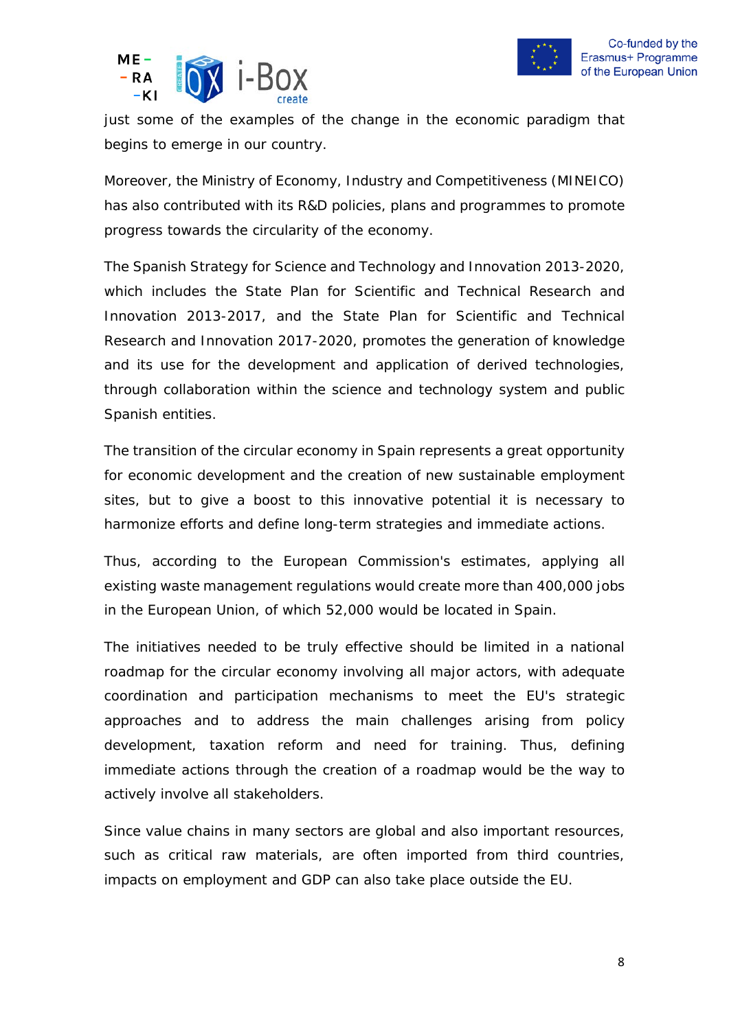just some of the examples of the change in the economic paradigm that begins to emerge in our country.

Moreover, the Ministry of Economy, Industry and Competitiveness (MINEICO) has also contributed with its R&D policies, plans and programmes to promote progress towards the circularity of the economy.

The Spanish Strategy for Science and Technology and Innovation 2013-2020, which includes the State Plan for Scientific and Technical Research and Innovation 2013-2017, and the State Plan for Scientific and Technical Research and Innovation 2017-2020, promotes the generation of knowledge and its use for the development and application of derived technologies, through collaboration within the science and technology system and public Spanish entities.

The transition of the circular economy in Spain represents a great opportunity for economic development and the creation of new sustainable employment sites, but to give a boost to this innovative potential it is necessary to harmonize efforts and define long-term strategies and immediate actions.

Thus, according to the European Commission's estimates, applying all existing waste management regulations would create more than 400,000 jobs in the European Union, of which 52,000 would be located in Spain.

The initiatives needed to be truly effective should be limited in a national roadmap for the circular economy involving all major actors, with adequate coordination and participation mechanisms to meet the EU's strategic approaches and to address the main challenges arising from policy development, taxation reform and need for training. Thus, defining immediate actions through the creation of a roadmap would be the way to actively involve all stakeholders.

Since value chains in many sectors are global and also important resources, such as critical raw materials, are often imported from third countries, impacts on employment and GDP can also take place outside the EU.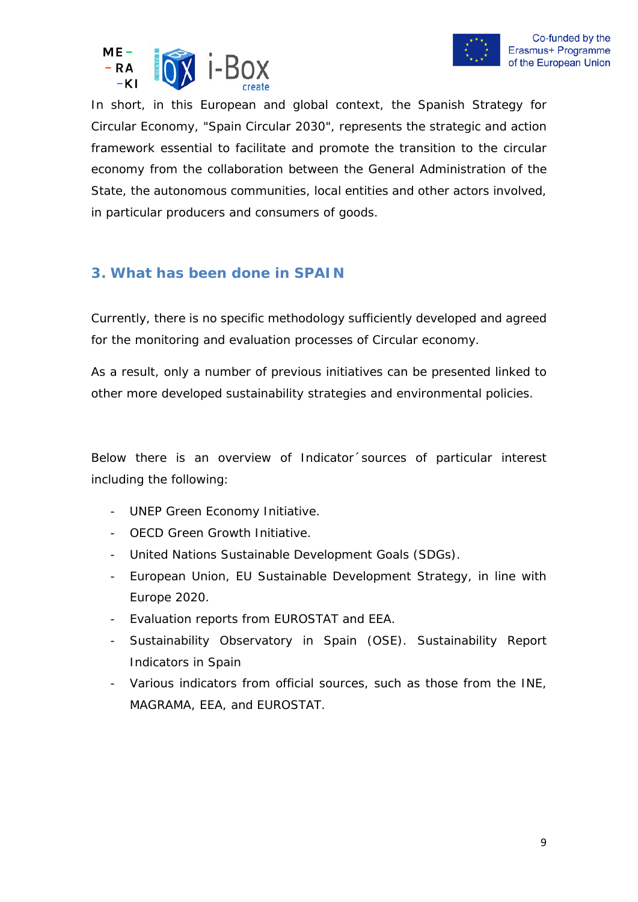In short, in this European and global context, the Spanish Strategy for Circular Economy, "Spain Circular 2030", represents the strategic and action framework essential to facilitate and promote the transition to the circular economy from the collaboration between the General Administration of the State, the autonomous communities, local entities and other actors involved, in particular producers and consumers of goods.

## 3. What has been done in SPAIN

Currently, there is no specific methodology sufficiently developed and agreed for the monitoring and evaluation processes of Circular economy.

As a result, only a number of previous initiatives can be presented linked to other more developed sustainability strategies and environmental policies.

Below there is an overview of Indicator´sources of particular interest including the following:

- UNEP Green Economy Initiative.
- OECD Green Growth Initiative.
- United Nations Sustainable Development Goals (SDGs).
- European Union, EU Sustainable Development Strategy, in line with Europe 2020.
- Evaluation reports from EUROSTAT and EEA.
- Sustainability Observatory in Spain (OSE). Sustainability Report Indicators in Spain
- Various indicators from official sources, such as those from the INE, MAGRAMA, EEA, and EUROSTAT.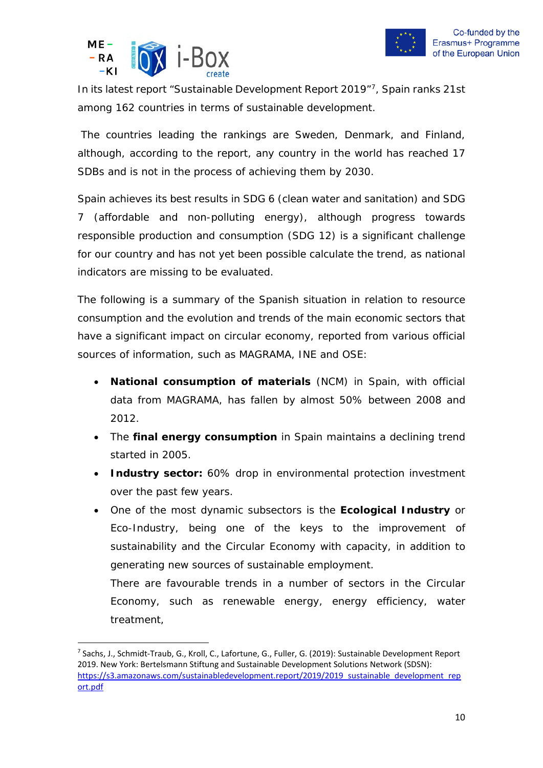In its latest report "Sustainable Development Report 2019"[7], Spain ranks 21st among 162 countries in terms of sustainable development.

The countries leading the rankings are Sweden, Denmark, and Finland, although, according to the report, any country in the world has reached 17 SDBs and is not in the process of achieving them by 2030.

Spain achieves its best results in SDG 6 (clean water and sanitation) and SDG 7 (affordable and non-polluting energy), although progress towards responsible production and consumption (SDG 12) is a significant challenge for our country and has not yet been possible calculate the trend, as national indicators are missing to be evaluated.

The following is a summary of the Spanish situation in relation to resource consumption and the evolution and trends of the main economic sectors that have a significant impact on circular economy, reported from various official sources of information, such as MAGRAMA, INE and OSE:

- **National consumption of materials** (NCM) in Spain, with official data from MAGRAMA, has fallen by almost 50% between 2008 and 2012.
- The **final energy consumption** in Spain maintains a declining trend started in 2005.
- **Industry sector:** 60% drop in environmental protection investment over the past few years.
- One of the most dynamic subsectors is the **Ecological Industry** or Eco-Industry, being one of the keys to the improvement of sustainability and the Circular Economy with capacity, in addition to generating new sources of sustainable employment.

  There are favourable trends in a number of sectors in the Circular Economy, such as renewable energy, energy efficiency, water treatment,

[7] Sachs, J., Schmidt-Traub, G., Kroll, C., Lafortune, G., Fuller, G. (2019): Sustainable Development Report 2019. New York: Bertelsmann Stiftung and Sustainable Development Solutions Network (SDSN): https://s3.amazonaws.com/sustainabledevelopment.report/2019/2019_sustainable_development_report.pdf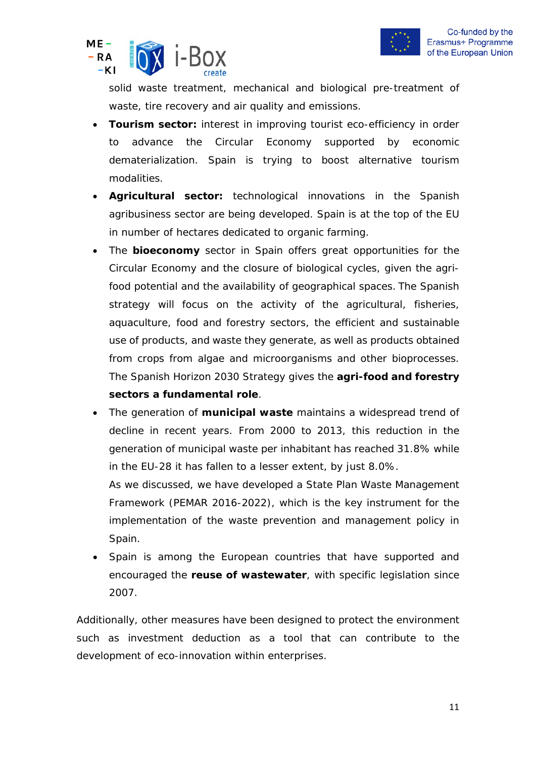solid waste treatment, mechanical and biological pre-treatment of waste, tire recovery and air quality and emissions.

- **Tourism sector:** interest in improving tourist eco-efficiency in order to advance the Circular Economy supported by economic dematerialization. Spain is trying to boost alternative tourism modalities.
- **Agricultural sector:** technological innovations in the Spanish agribusiness sector are being developed. Spain is at the top of the EU in number of hectares dedicated to organic farming.
- The **bioeconomy** sector in Spain offers great opportunities for the Circular Economy and the closure of biological cycles, given the agri-food potential and the availability of geographical spaces. The Spanish strategy will focus on the activity of the agricultural, fisheries, aquaculture, food and forestry sectors, the efficient and sustainable use of products, and waste they generate, as well as products obtained from crops from algae and microorganisms and other bioprocesses. The Spanish Horizon 2030 Strategy gives the **agri-food and forestry sectors a fundamental role**.
- The generation of **municipal waste** maintains a widespread trend of decline in recent years. From 2000 to 2013, this reduction in the generation of municipal waste per inhabitant has reached 31.8% while in the EU-28 it has fallen to a lesser extent, by just 8.0%.

  As we discussed, we have developed a State Plan Waste Management Framework (PEMAR 2016-2022), which is the key instrument for the implementation of the waste prevention and management policy in Spain.
- Spain is among the European countries that have supported and encouraged the **reuse of wastewater**, with specific legislation since 2007.

Additionally, other measures have been designed to protect the environment such as investment deduction as a tool that can contribute to the development of eco-innovation within enterprises.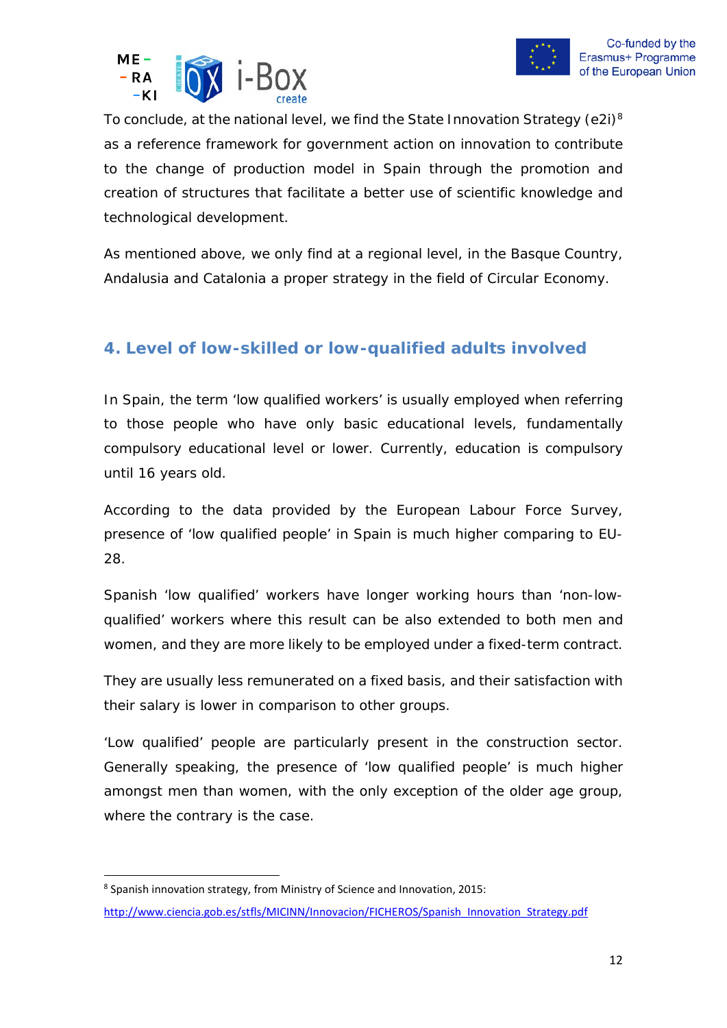To conclude, at the national level, we find the State Innovation Strategy (e2i)[8] as a reference framework for government action on innovation to contribute to the change of production model in Spain through the promotion and creation of structures that facilitate a better use of scientific knowledge and technological development.

As mentioned above, we only find at a regional level, in the Basque Country, Andalusia and Catalonia a proper strategy in the field of Circular Economy.

## 4. Level of low-skilled or low-qualified adults involved

In Spain, the term 'low qualified workers' is usually employed when referring to those people who have only basic educational levels, fundamentally compulsory educational level or lower. Currently, education is compulsory until 16 years old.

According to the data provided by the European Labour Force Survey, presence of 'low qualified people' in Spain is much higher comparing to EU-28.

Spanish 'low qualified' workers have longer working hours than 'non-low-qualified' workers where this result can be also extended to both men and women, and they are more likely to be employed under a fixed-term contract.

They are usually less remunerated on a fixed basis, and their satisfaction with their salary is lower in comparison to other groups.

'Low qualified' people are particularly present in the construction sector. Generally speaking, the presence of 'low qualified people' is much higher amongst men than women, with the only exception of the older age group, where the contrary is the case.

---

[8] Spanish innovation strategy, from Ministry of Science and Innovation, 2015: http://www.ciencia.gob.es/stfls/MICINN/Innovacion/FICHEROS/Spanish_Innovation_Strategy.pdf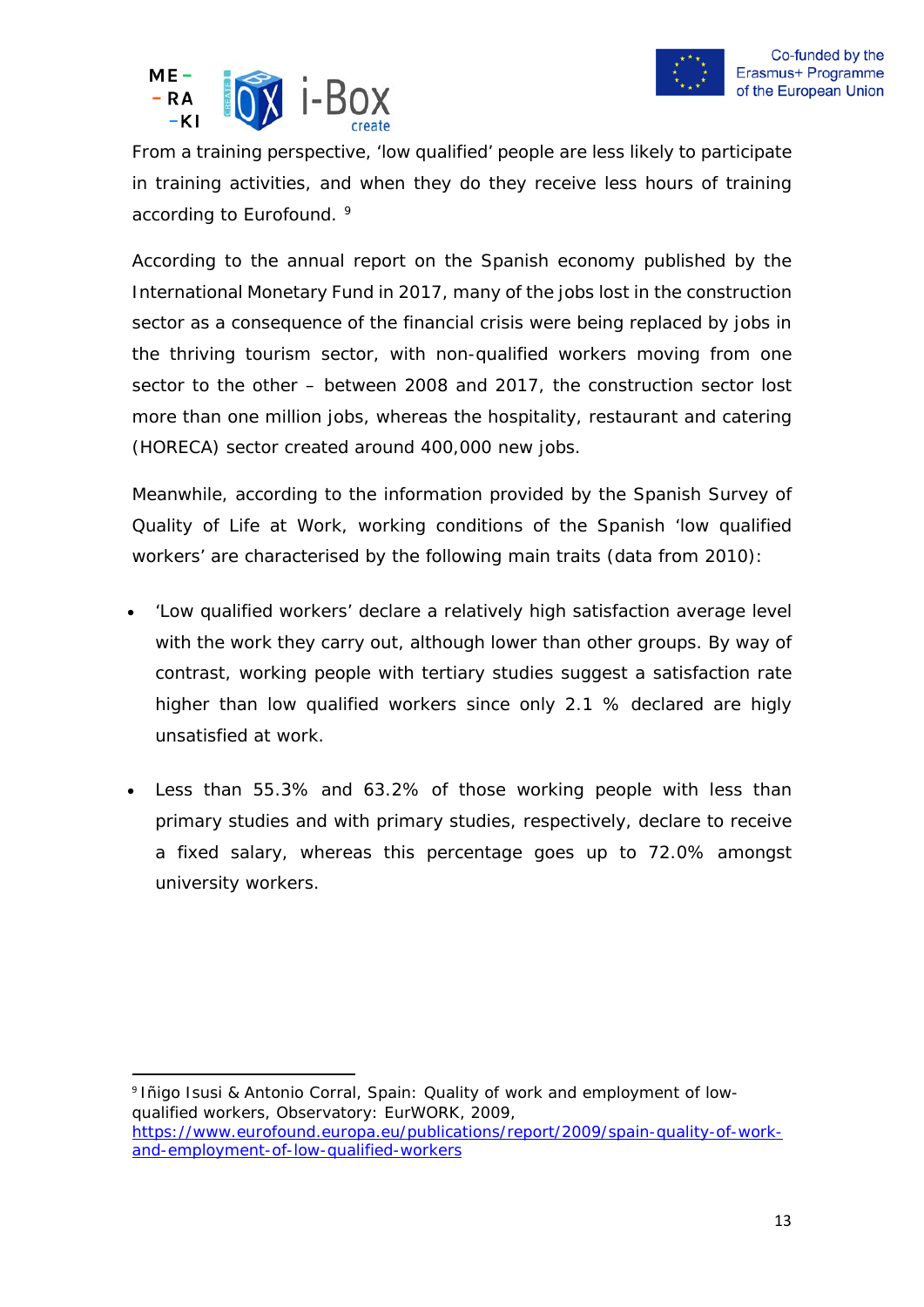From a training perspective, 'low qualified' people are less likely to participate in training activities, and when they do they receive less hours of training according to Eurofound. [9]

According to the annual report on the Spanish economy published by the International Monetary Fund in 2017, many of the jobs lost in the construction sector as a consequence of the financial crisis were being replaced by jobs in the thriving tourism sector, with non-qualified workers moving from one sector to the other – between 2008 and 2017, the construction sector lost more than one million jobs, whereas the hospitality, restaurant and catering (HORECA) sector created around 400,000 new jobs.

Meanwhile, according to the information provided by the Spanish Survey of Quality of Life at Work, working conditions of the Spanish 'low qualified workers' are characterised by the following main traits (data from 2010):

- 'Low qualified workers' declare a relatively high satisfaction average level with the work they carry out, although lower than other groups. By way of contrast, working people with tertiary studies suggest a satisfaction rate higher than low qualified workers since only 2.1 % declared are higly unsatisfied at work.
- Less than 55.3% and 63.2% of those working people with less than primary studies and with primary studies, respectively, declare to receive a fixed salary, whereas this percentage goes up to 72.0% amongst university workers.

---

[9] Iñigo Isusi & Antonio Corral, Spain: Quality of work and employment of low-qualified workers, Observatory: EurWORK, 2009, https://www.eurofound.europa.eu/publications/report/2009/spain-quality-of-work-and-employment-of-low-qualified-workers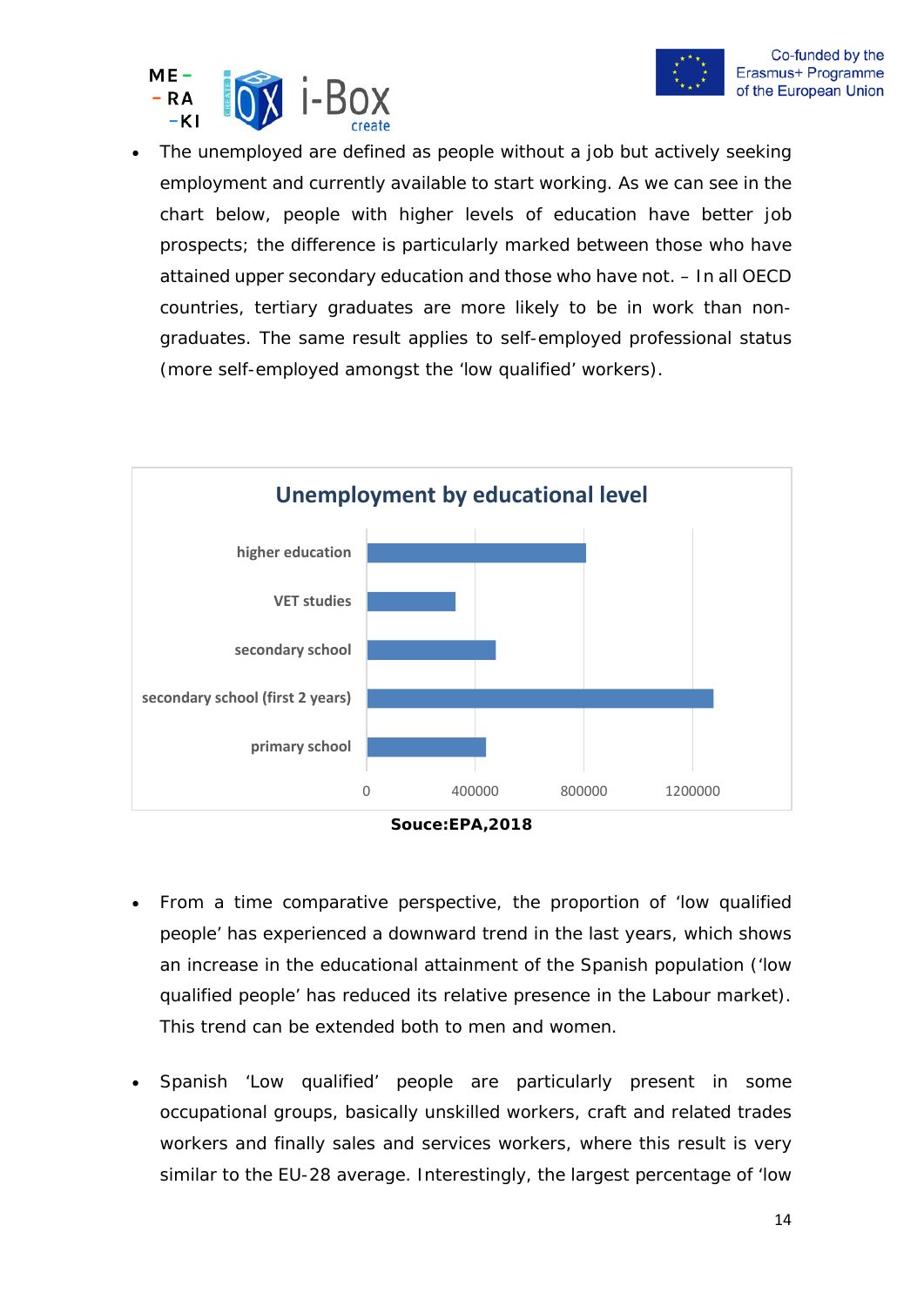- The unemployed are defined as people without a job but actively seeking employment and currently available to start working. As we can see in the chart below, people with higher levels of education have better job prospects; the difference is particularly marked between those who have attained upper secondary education and those who have not. – In all OECD countries, tertiary graduates are more likely to be in work than non-graduates. The same result applies to self-employed professional status (more self-employed amongst the 'low qualified' workers).

**Unemployment by educational level**

higher education
VET studies
secondary school
secondary school (first 2 years)
primary school

0 400000 800000 1200000

**Souce:EPA,2018**

- From a time comparative perspective, the proportion of 'low qualified people' has experienced a downward trend in the last years, which shows an increase in the educational attainment of the Spanish population ('low qualified people' has reduced its relative presence in the Labour market). This trend can be extended both to men and women.

- Spanish 'Low qualified' people are particularly present in some occupational groups, basically unskilled workers, craft and related trades workers and finally sales and services workers, where this result is very similar to the EU-28 average. Interestingly, the largest percentage of 'low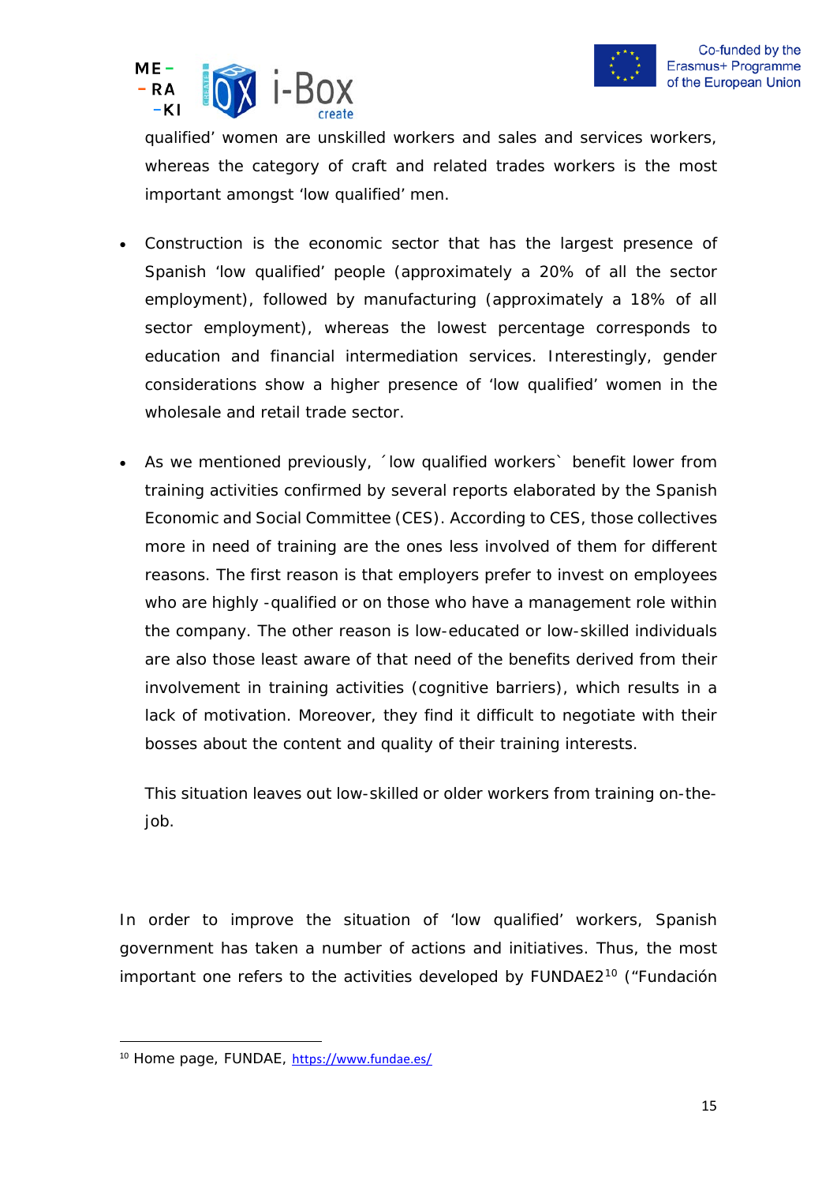qualified' women are unskilled workers and sales and services workers, whereas the category of craft and related trades workers is the most important amongst 'low qualified' men.

- Construction is the economic sector that has the largest presence of Spanish 'low qualified' people (approximately a 20% of all the sector employment), followed by manufacturing (approximately a 18% of all sector employment), whereas the lowest percentage corresponds to education and financial intermediation services. Interestingly, gender considerations show a higher presence of 'low qualified' women in the wholesale and retail trade sector.

- As we mentioned previously, ´low qualified workers` benefit lower from training activities confirmed by several reports elaborated by the Spanish Economic and Social Committee (CES). According to CES, those collectives more in need of training are the ones less involved of them for different reasons. The first reason is that employers prefer to invest on employees who are highly -qualified or on those who have a management role within the company. The other reason is low-educated or low-skilled individuals are also those least aware of that need of the benefits derived from their involvement in training activities (cognitive barriers), which results in a lack of motivation. Moreover, they find it difficult to negotiate with their bosses about the content and quality of their training interests.

  This situation leaves out low-skilled or older workers from training on-the-job.

In order to improve the situation of 'low qualified' workers, Spanish government has taken a number of actions and initiatives. Thus, the most important one refers to the activities developed by FUNDAE2[10] ("Fundación

[10] Home page, FUNDAE, https://www.fundae.es/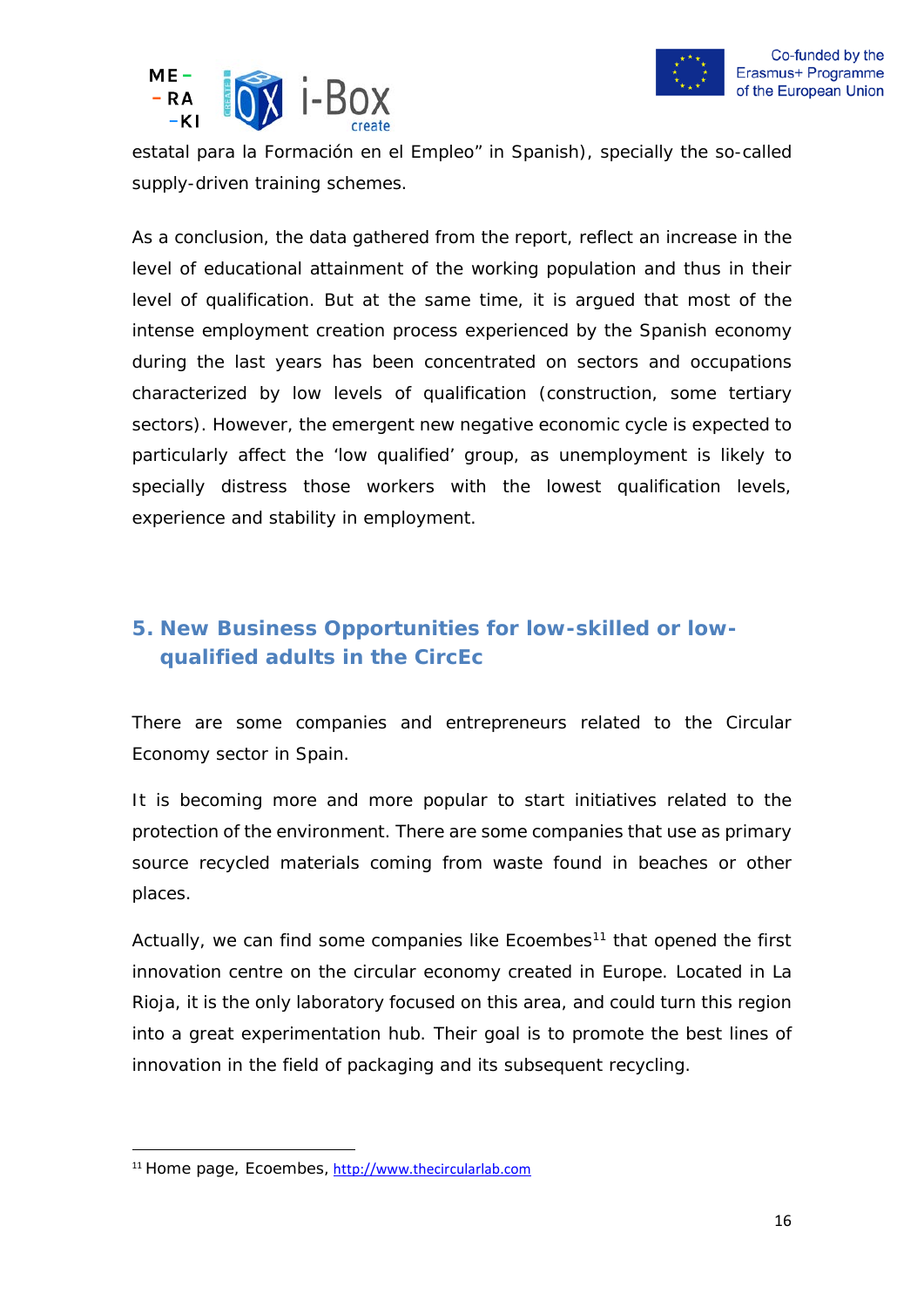estatal para la Formación en el Empleo" in Spanish), specially the so-called supply-driven training schemes.

As a conclusion, the data gathered from the report, reflect an increase in the level of educational attainment of the working population and thus in their level of qualification. But at the same time, it is argued that most of the intense employment creation process experienced by the Spanish economy during the last years has been concentrated on sectors and occupations characterized by low levels of qualification (construction, some tertiary sectors). However, the emergent new negative economic cycle is expected to particularly affect the 'low qualified' group, as unemployment is likely to specially distress those workers with the lowest qualification levels, experience and stability in employment.

## 5. New Business Opportunities for low-skilled or low-qualified adults in the CircEc

There are some companies and entrepreneurs related to the Circular Economy sector in Spain.

It is becoming more and more popular to start initiatives related to the protection of the environment. There are some companies that use as primary source recycled materials coming from waste found in beaches or other places.

Actually, we can find some companies like Ecoembes[11] that opened the first innovation centre on the circular economy created in Europe. Located in La Rioja, it is the only laboratory focused on this area, and could turn this region into a great experimentation hub. Their goal is to promote the best lines of innovation in the field of packaging and its subsequent recycling.

[11] Home page, Ecoembes, http://www.thecircularlab.com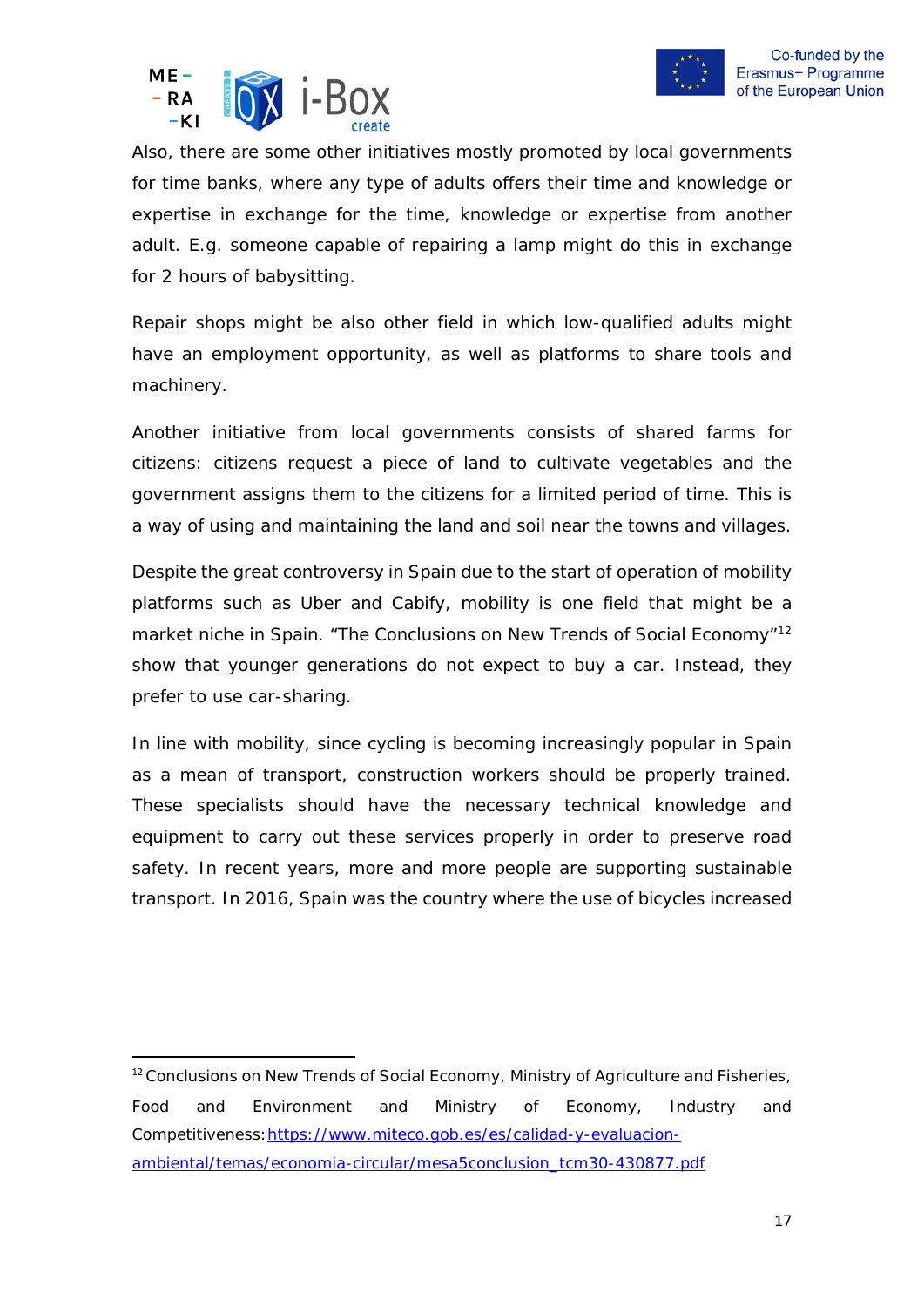Also, there are some other initiatives mostly promoted by local governments for time banks, where any type of adults offers their time and knowledge or expertise in exchange for the time, knowledge or expertise from another adult. E.g. someone capable of repairing a lamp might do this in exchange for 2 hours of babysitting.

Repair shops might be also other field in which low-qualified adults might have an employment opportunity, as well as platforms to share tools and machinery.

Another initiative from local governments consists of shared farms for citizens: citizens request a piece of land to cultivate vegetables and the government assigns them to the citizens for a limited period of time. This is a way of using and maintaining the land and soil near the towns and villages.

Despite the great controversy in Spain due to the start of operation of mobility platforms such as Uber and Cabify, mobility is one field that might be a market niche in Spain. "The Conclusions on New Trends of Social Economy"[12] show that younger generations do not expect to buy a car. Instead, they prefer to use car-sharing.

In line with mobility, since cycling is becoming increasingly popular in Spain as a mean of transport, construction workers should be properly trained. These specialists should have the necessary technical knowledge and equipment to carry out these services properly in order to preserve road safety. In recent years, more and more people are supporting sustainable transport. In 2016, Spain was the country where the use of bicycles increased

---

[12] Conclusions on New Trends of Social Economy, Ministry of Agriculture and Fisheries, Food and Environment and Ministry of Economy, Industry and Competitiveness: https://www.miteco.gob.es/es/calidad-y-evaluacion-ambiental/temas/economia-circular/mesa5conclusion_tcm30-430877.pdf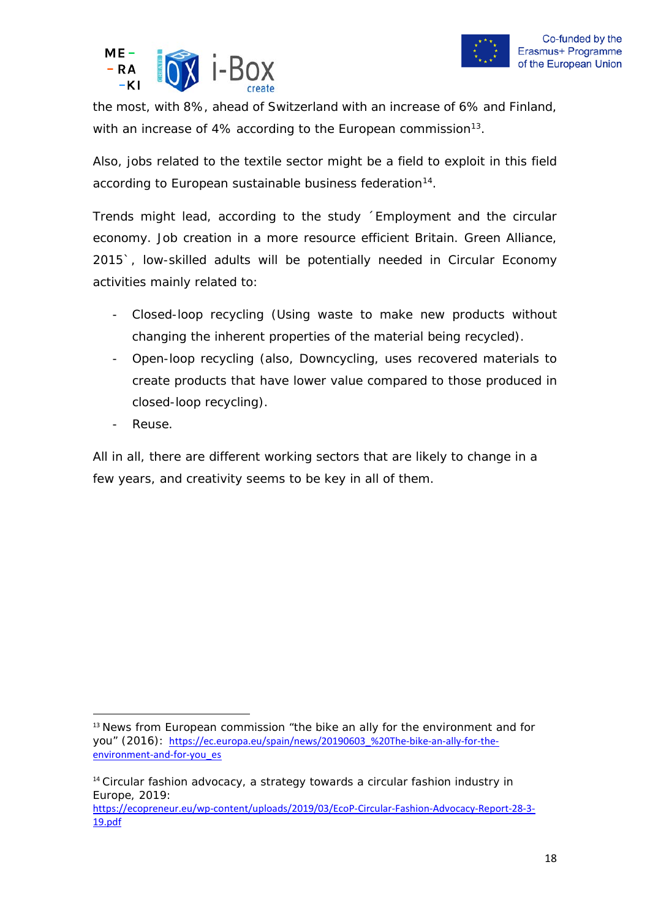the most, with 8%, ahead of Switzerland with an increase of 6% and Finland, with an increase of 4% according to the European commission[13].

Also, jobs related to the textile sector might be a field to exploit in this field according to European sustainable business federation[14].

Trends might lead, according to the study ´Employment and the circular economy. Job creation in a more resource efficient Britain. Green Alliance, 2015`, low-skilled adults will be potentially needed in Circular Economy activities mainly related to:

- Closed-loop recycling (Using waste to make new products without changing the inherent properties of the material being recycled).
- Open-loop recycling (also, Downcycling, uses recovered materials to create products that have lower value compared to those produced in closed-loop recycling).
- Reuse.

All in all, there are different working sectors that are likely to change in a few years, and creativity seems to be key in all of them.

---

[13] News from European commission "the bike an ally for the environment and for you" (2016): https://ec.europa.eu/spain/news/20190603_%20The-bike-an-ally-for-the-environment-and-for-you_es

[14] Circular fashion advocacy, a strategy towards a circular fashion industry in Europe, 2019: https://ecopreneur.eu/wp-content/uploads/2019/03/EcoP-Circular-Fashion-Advocacy-Report-28-3-19.pdf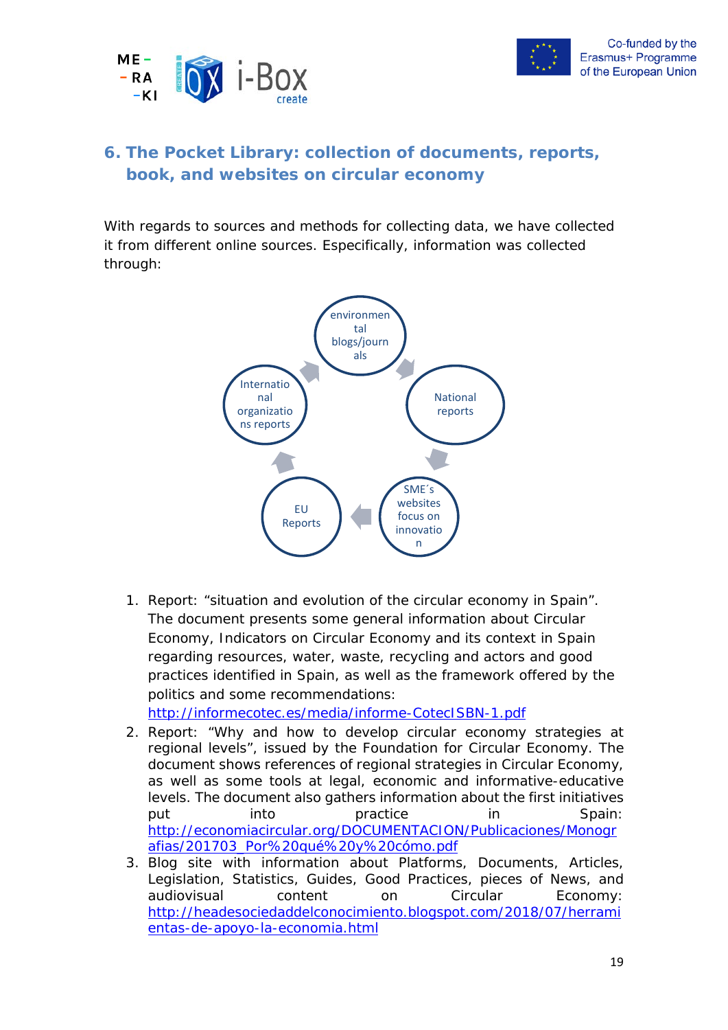## 6. The Pocket Library: collection of documents, reports, book, and websites on circular economy

With regards to sources and methods for collecting data, we have collected it from different online sources. Especifically, information was collected through:

environmental blogs/journals → National reports → SME´s websites focus on innovation → EU Reports → International organizations reports

1. Report: "situation and evolution of the circular economy in Spain". The document presents some general information about Circular Economy, Indicators on Circular Economy and its context in Spain regarding resources, water, waste, recycling and actors and good practices identified in Spain, as well as the framework offered by the politics and some recommendations: http://informecotec.es/media/informe-CotecISBN-1.pdf
2. Report: "Why and how to develop circular economy strategies at regional levels", issued by the Foundation for Circular Economy. The document shows references of regional strategies in Circular Economy, as well as some tools at legal, economic and informative-educative levels. The document also gathers information about the first initiatives put into practice in Spain: http://economiacircular.org/DOCUMENTACION/Publicaciones/Monografias/201703_Por%20qué%20y%20cómo.pdf
3. Blog site with information about Platforms, Documents, Articles, Legislation, Statistics, Guides, Good Practices, pieces of News, and audiovisual content on Circular Economy: http://headesociedaddelconocimiento.blogspot.com/2018/07/herramientas-de-apoyo-la-economia.html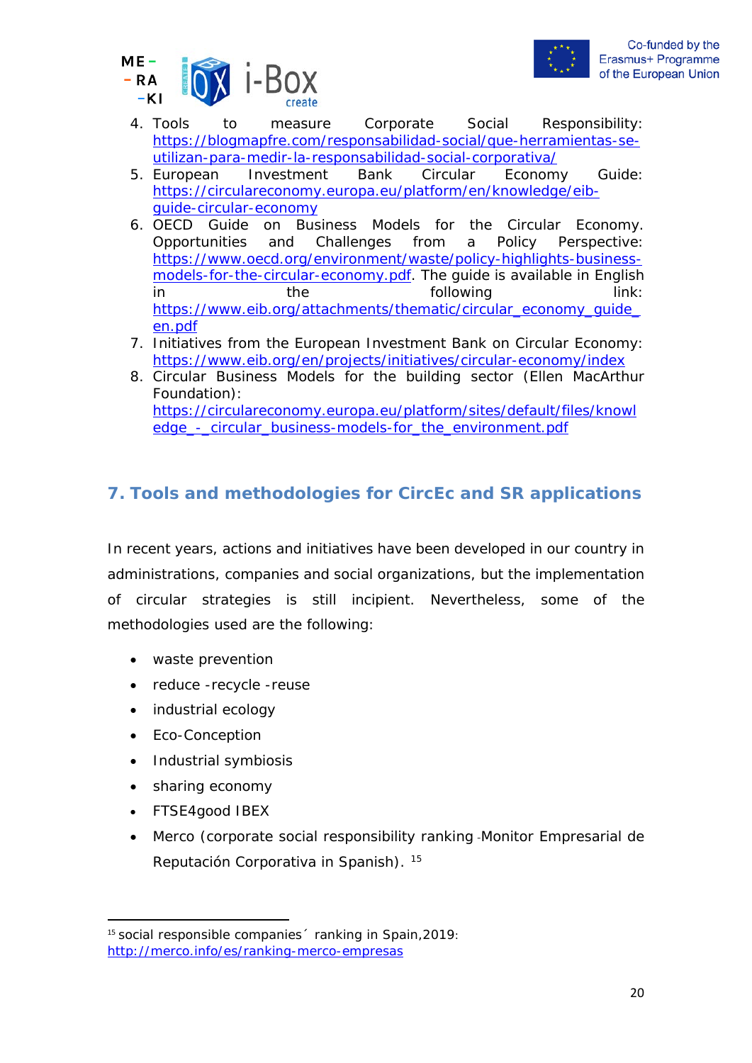4. Tools to measure Corporate Social Responsibility: https://blogmapfre.com/responsabilidad-social/que-herramientas-se-utilizan-para-medir-la-responsabilidad-social-corporativa/
5. European Investment Bank Circular Economy Guide: https://circulareconomy.europa.eu/platform/en/knowledge/eib-guide-circular-economy
6. OECD Guide on Business Models for the Circular Economy. Opportunities and Challenges from a Policy Perspective: https://www.oecd.org/environment/waste/policy-highlights-business-models-for-the-circular-economy.pdf. The guide is available in English in the following link: https://www.eib.org/attachments/thematic/circular_economy_guide_en.pdf
7. Initiatives from the European Investment Bank on Circular Economy: https://www.eib.org/en/projects/initiatives/circular-economy/index
8. Circular Business Models for the building sector (Ellen MacArthur Foundation): https://circulareconomy.europa.eu/platform/sites/default/files/knowledge_-_circular_business-models-for_the_environment.pdf

## 7. Tools and methodologies for CircEc and SR applications

In recent years, actions and initiatives have been developed in our country in administrations, companies and social organizations, but the implementation of circular strategies is still incipient. Nevertheless, some of the methodologies used are the following:

- waste prevention
- reduce -recycle -reuse
- industrial ecology
- Eco-Conception
- Industrial symbiosis
- sharing economy
- FTSE4good IBEX
- Merco (corporate social responsibility ranking -Monitor Empresarial de Reputación Corporativa in Spanish). [15]

[15] social responsible companies´ ranking in Spain,2019: http://merco.info/es/ranking-merco-empresas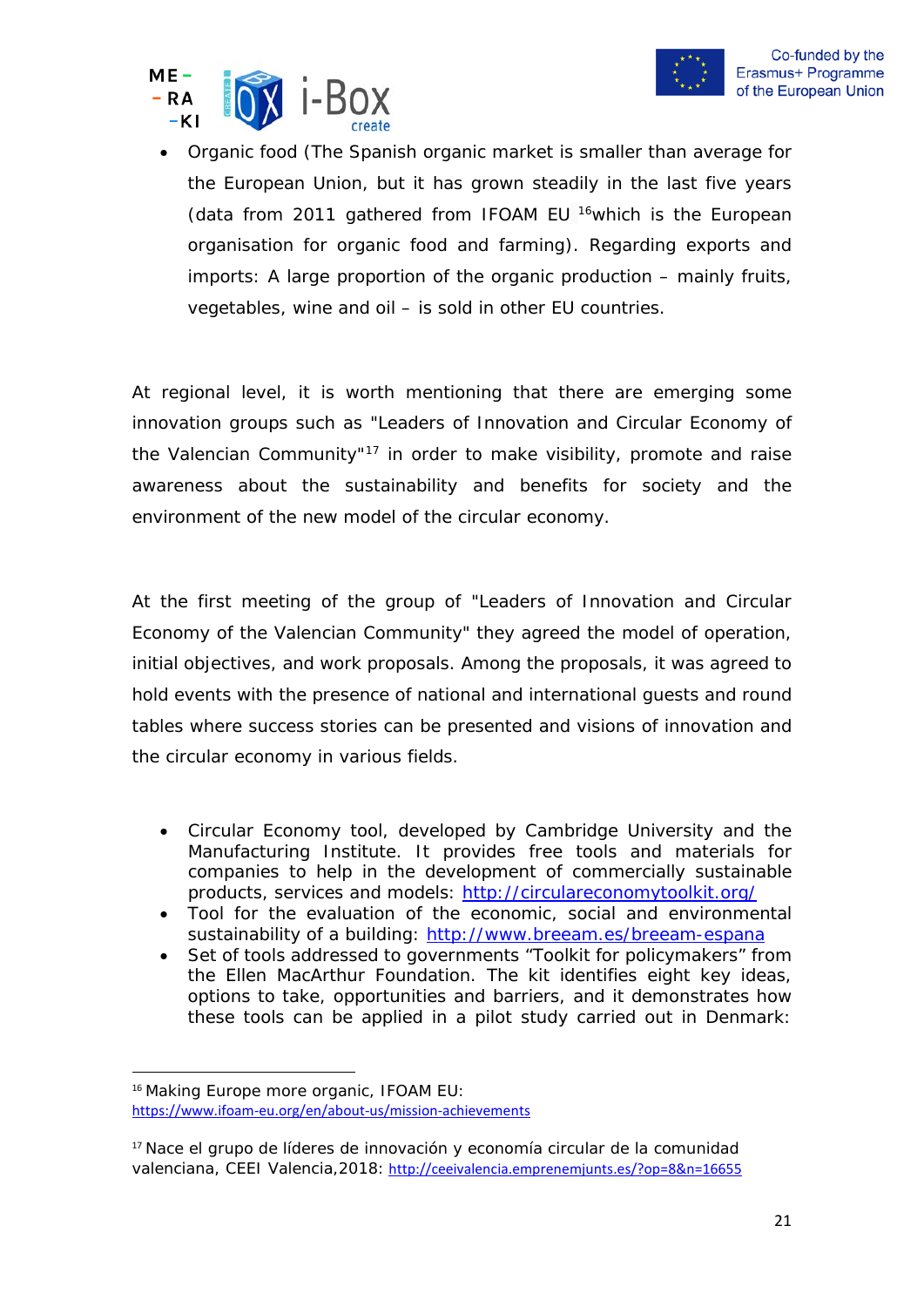- Organic food (The Spanish organic market is smaller than average for the European Union, but it has grown steadily in the last five years (data from 2011 gathered from IFOAM EU [16]which is the European organisation for organic food and farming). Regarding exports and imports: A large proportion of the organic production – mainly fruits, vegetables, wine and oil – is sold in other EU countries.

At regional level, it is worth mentioning that there are emerging some innovation groups such as "Leaders of Innovation and Circular Economy of the Valencian Community"[17] in order to make visibility, promote and raise awareness about the sustainability and benefits for society and the environment of the new model of the circular economy.

At the first meeting of the group of "Leaders of Innovation and Circular Economy of the Valencian Community" they agreed the model of operation, initial objectives, and work proposals. Among the proposals, it was agreed to hold events with the presence of national and international guests and round tables where success stories can be presented and visions of innovation and the circular economy in various fields.

- Circular Economy tool, developed by Cambridge University and the Manufacturing Institute. It provides free tools and materials for companies to help in the development of commercially sustainable products, services and models: http://circulareconomytoolkit.org/
- Tool for the evaluation of the economic, social and environmental sustainability of a building: http://www.breeam.es/breeam-espana
- Set of tools addressed to governments "Toolkit for policymakers" from the Ellen MacArthur Foundation. The kit identifies eight key ideas, options to take, opportunities and barriers, and it demonstrates how these tools can be applied in a pilot study carried out in Denmark:

---

[16] Making Europe more organic, IFOAM EU: https://www.ifoam-eu.org/en/about-us/mission-achievements

[17] Nace el grupo de líderes de innovación y economía circular de la comunidad valenciana, CEEI Valencia,2018: http://ceeivalencia.emprenemjunts.es/?op=8&n=16655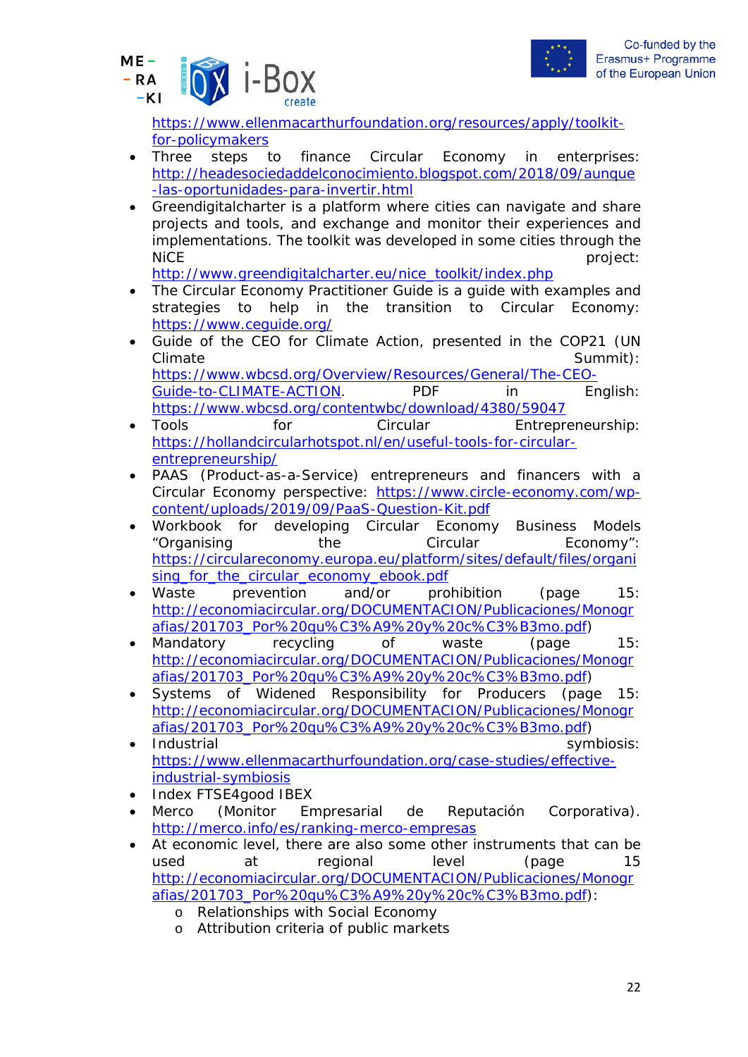https://www.ellenmacarthurfoundation.org/resources/apply/toolkit-for-policymakers

- Three steps to finance Circular Economy in enterprises: http://headesociedaddelconocimiento.blogspot.com/2018/09/aunque-las-oportunidades-para-invertir.html
- Greendigitalcharter is a platform where cities can navigate and share projects and tools, and exchange and monitor their experiences and implementations. The toolkit was developed in some cities through the NiCE project: http://www.greendigitalcharter.eu/nice_toolkit/index.php
- The Circular Economy Practitioner Guide is a guide with examples and strategies to help in the transition to Circular Economy: https://www.ceguide.org/
- Guide of the CEO for Climate Action, presented in the COP21 (UN Climate Summit): https://www.wbcsd.org/Overview/Resources/General/The-CEO-Guide-to-CLIMATE-ACTION. PDF in English: https://www.wbcsd.org/contentwbc/download/4380/59047
- Tools for Circular Entrepreneurship: https://hollandcircularhotspot.nl/en/useful-tools-for-circular-entrepreneurship/
- PAAS (Product-as-a-Service) entrepreneurs and financers with a Circular Economy perspective: https://www.circle-economy.com/wp-content/uploads/2019/09/PaaS-Question-Kit.pdf
- Workbook for developing Circular Economy Business Models "Organising the Circular Economy": https://circulareconomy.europa.eu/platform/sites/default/files/organising_for_the_circular_economy_ebook.pdf
- Waste prevention and/or prohibition (page 15: http://economiacircular.org/DOCUMENTACION/Publicaciones/Monografias/201703_Por%20qu%C3%A9%20y%20c%C3%B3mo.pdf)
- Mandatory recycling of waste (page 15: http://economiacircular.org/DOCUMENTACION/Publicaciones/Monografias/201703_Por%20qu%C3%A9%20y%20c%C3%B3mo.pdf)
- Systems of Widened Responsibility for Producers (page 15: http://economiacircular.org/DOCUMENTACION/Publicaciones/Monografias/201703_Por%20qu%C3%A9%20y%20c%C3%B3mo.pdf)
- Industrial symbiosis: https://www.ellenmacarthurfoundation.org/case-studies/effective-industrial-symbiosis
- Index FTSE4good IBEX
- Merco (Monitor Empresarial de Reputación Corporativa). http://merco.info/es/ranking-merco-empresas
- At economic level, there are also some other instruments that can be used at regional level (page 15 http://economiacircular.org/DOCUMENTACION/Publicaciones/Monografias/201703_Por%20qu%C3%A9%20y%20c%C3%B3mo.pdf):
  - Relationships with Social Economy
  - Attribution criteria of public markets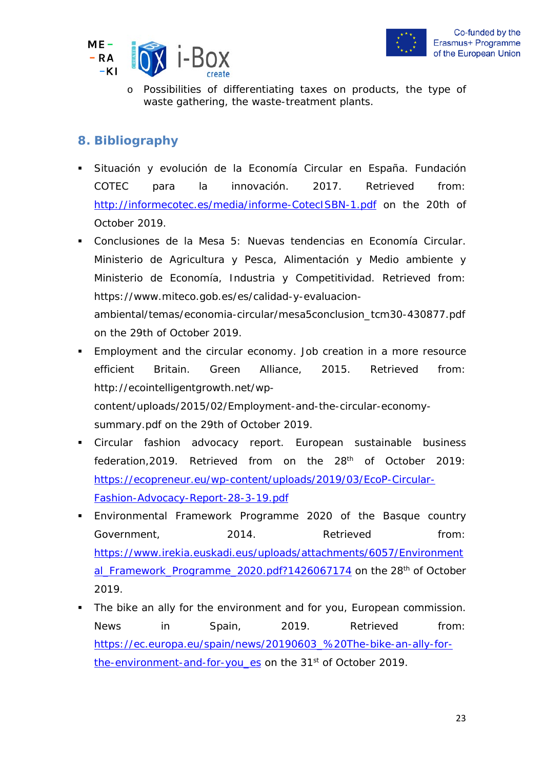- Possibilities of differentiating taxes on products, the type of waste gathering, the waste-treatment plants.

## 8. Bibliography

- Situación y evolución de la Economía Circular en España. Fundación COTEC para la innovación. 2017. Retrieved from: http://informecotec.es/media/informe-CotecISBN-1.pdf on the 20th of October 2019.
- Conclusiones de la Mesa 5: Nuevas tendencias en Economía Circular. Ministerio de Agricultura y Pesca, Alimentación y Medio ambiente y Ministerio de Economía, Industria y Competitividad. Retrieved from: https://www.miteco.gob.es/es/calidad-y-evaluacion-ambiental/temas/economia-circular/mesa5conclusion_tcm30-430877.pdf on the 29th of October 2019.
- Employment and the circular economy. Job creation in a more resource efficient Britain. Green Alliance, 2015. Retrieved from: http://ecointelligentgrowth.net/wp-content/uploads/2015/02/Employment-and-the-circular-economy-summary.pdf on the 29th of October 2019.
- Circular fashion advocacy report. European sustainable business federation,2019. Retrieved from on the 28th of October 2019: https://ecopreneur.eu/wp-content/uploads/2019/03/EcoP-Circular-Fashion-Advocacy-Report-28-3-19.pdf
- Environmental Framework Programme 2020 of the Basque country Government, 2014. Retrieved from: https://www.irekia.euskadi.eus/uploads/attachments/6057/Environmental_Framework_Programme_2020.pdf?1426067174 on the 28th of October 2019.
- The bike an ally for the environment and for you, European commission. News in Spain, 2019. Retrieved from: https://ec.europa.eu/spain/news/20190603_%20The-bike-an-ally-for-the-environment-and-for-you_es on the 31st of October 2019.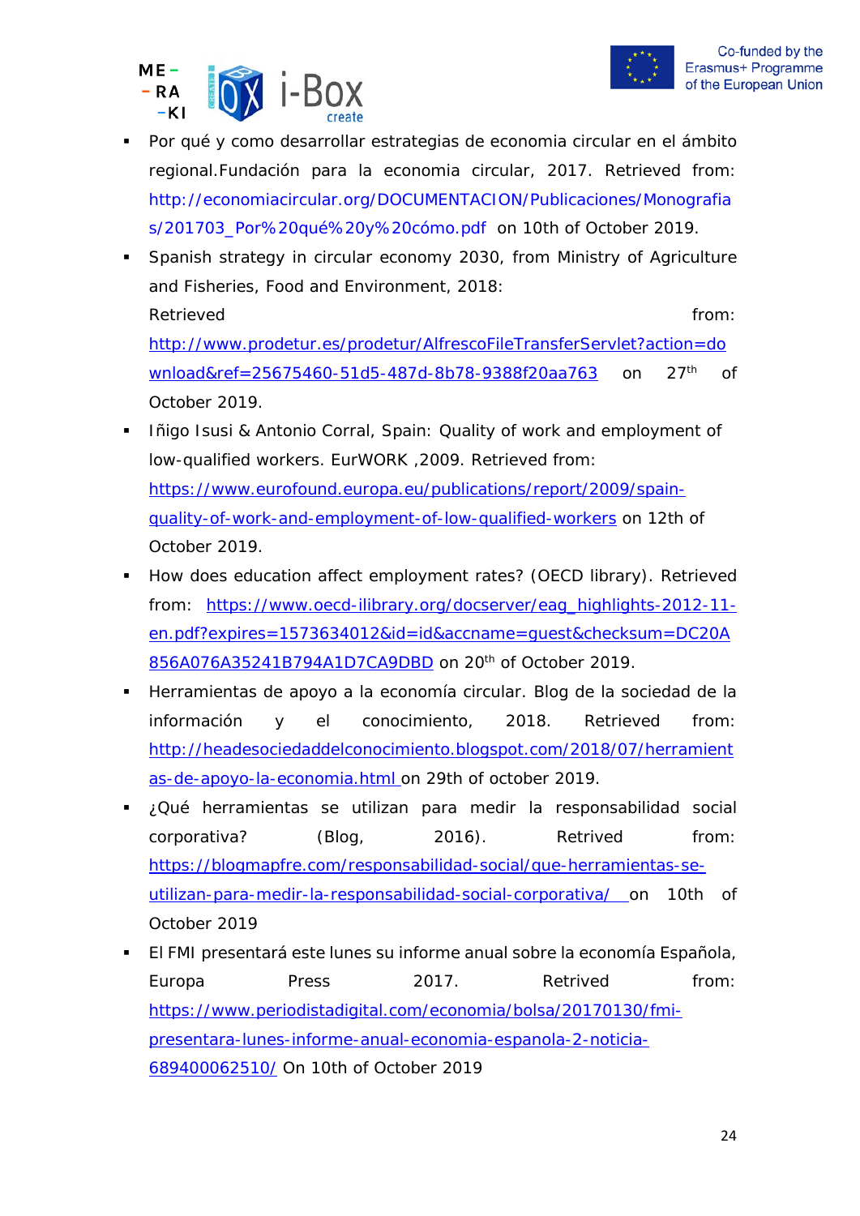- Por qué y como desarrollar estrategias de economia circular en el ámbito regional.Fundación para la economia circular, 2017. Retrieved from: http://economiacircular.org/DOCUMENTACION/Publicaciones/Monografias/201703_Por%20qué%20y%20cómo.pdf on 10th of October 2019.
- Spanish strategy in circular economy 2030, from Ministry of Agriculture and Fisheries, Food and Environment, 2018: Retrieved from: http://www.prodetur.es/prodetur/AlfrescoFileTransferServlet?action=download&ref=25675460-51d5-487d-8b78-9388f20aa763 on 27th of October 2019.
- Iñigo Isusi & Antonio Corral, Spain: Quality of work and employment of low-qualified workers. EurWORK ,2009. Retrieved from: https://www.eurofound.europa.eu/publications/report/2009/spain-quality-of-work-and-employment-of-low-qualified-workers on 12th of October 2019.
- How does education affect employment rates? (OECD library). Retrieved from: https://www.oecd-ilibrary.org/docserver/eag_highlights-2012-11-en.pdf?expires=1573634012&id=id&accname=guest&checksum=DC20A856A076A35241B794A1D7CA9DBD on 20th of October 2019.
- Herramientas de apoyo a la economía circular. Blog de la sociedad de la información y el conocimiento, 2018. Retrieved from: http://headesociedaddelconocimiento.blogspot.com/2018/07/herramientas-de-apoyo-la-economia.html on 29th of october 2019.
- ¿Qué herramientas se utilizan para medir la responsabilidad social corporativa? (Blog, 2016). Retrived from: https://blogmapfre.com/responsabilidad-social/que-herramientas-se-utilizan-para-medir-la-responsabilidad-social-corporativa/ on 10th of October 2019
- El FMI presentará este lunes su informe anual sobre la economía Española, Europa Press 2017. Retrived from: https://www.periodistadigital.com/economia/bolsa/20170130/fmi-presentara-lunes-informe-anual-economia-espanola-2-noticia-689400062510/ On 10th of October 2019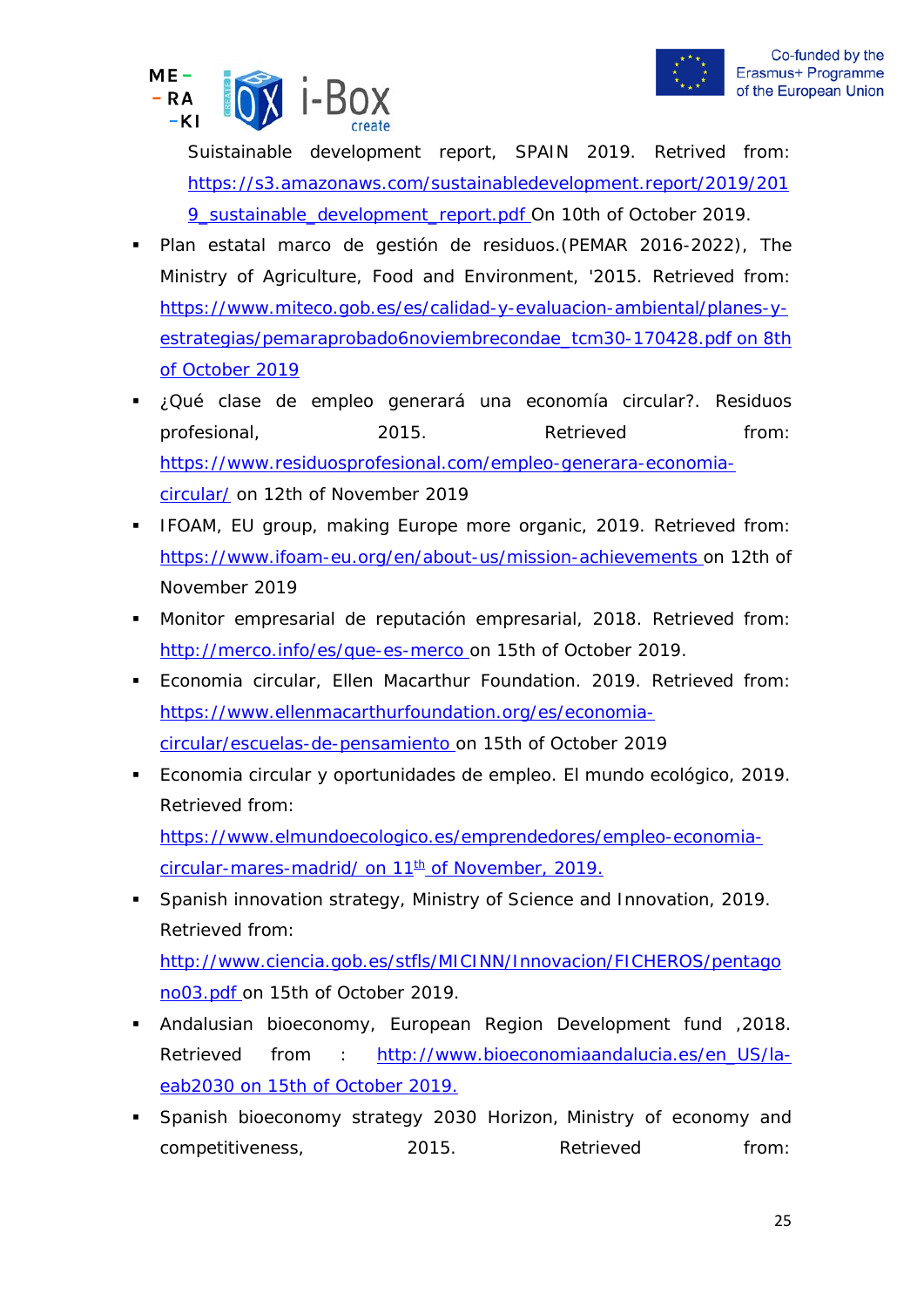Suistainable development report, SPAIN 2019. Retrieved from: https://s3.amazonaws.com/sustainabledevelopment.report/2019/2019_sustainable_development_report.pdf On 10th of October 2019.

- Plan estatal marco de gestión de residuos.(PEMAR 2016-2022), The Ministry of Agriculture, Food and Environment, '2015. Retrieved from: https://www.miteco.gob.es/es/calidad-y-evaluacion-ambiental/planes-y-estrategias/pemaraprobado6noviembrecondae_tcm30-170428.pdf on 8th of October 2019
- ¿Qué clase de empleo generará una economía circular?. Residuos profesional, 2015. Retrieved from: https://www.residuosprofesional.com/empleo-generara-economia-circular/ on 12th of November 2019
- IFOAM, EU group, making Europe more organic, 2019. Retrieved from: https://www.ifoam-eu.org/en/about-us/mission-achievements on 12th of November 2019
- Monitor empresarial de reputación empresarial, 2018. Retrieved from: http://merco.info/es/que-es-merco on 15th of October 2019.
- Economia circular, Ellen Macarthur Foundation. 2019. Retrieved from: https://www.ellenmacarthurfoundation.org/es/economia-circular/escuelas-de-pensamiento on 15th of October 2019
- Economia circular y oportunidades de empleo. El mundo ecológico, 2019. Retrieved from: https://www.elmundoecologico.es/emprendedores/empleo-economia-circular-mares-madrid/ on 11th of November, 2019.
- Spanish innovation strategy, Ministry of Science and Innovation, 2019. Retrieved from: http://www.ciencia.gob.es/stfls/MICINN/Innovacion/FICHEROS/pentagono03.pdf on 15th of October 2019.
- Andalusian bioeconomy, European Region Development fund ,2018. Retrieved from : http://www.bioeconomiaandalucia.es/en_US/la-eab2030 on 15th of October 2019.
- Spanish bioeconomy strategy 2030 Horizon, Ministry of economy and competitiveness, 2015. Retrieved from: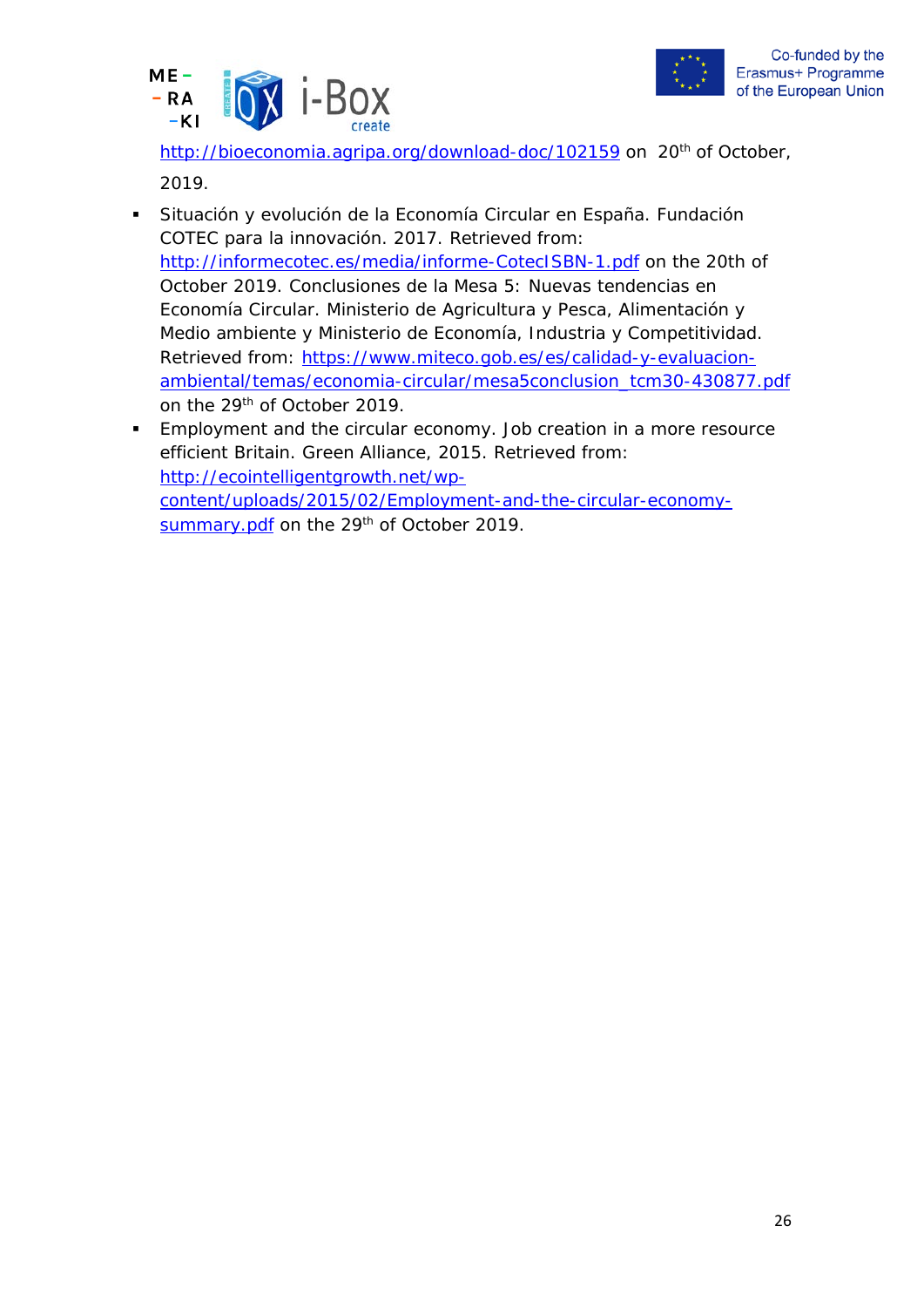http://bioeconomia.agripa.org/download-doc/102159 on 20th of October, 2019.

- Situación y evolución de la Economía Circular en España. Fundación COTEC para la innovación. 2017. Retrieved from: http://informecotec.es/media/informe-CotecISBN-1.pdf on the 20th of October 2019. Conclusiones de la Mesa 5: Nuevas tendencias en Economía Circular. Ministerio de Agricultura y Pesca, Alimentación y Medio ambiente y Ministerio de Economía, Industria y Competitividad. Retrieved from: https://www.miteco.gob.es/es/calidad-y-evaluacion-ambiental/temas/economia-circular/mesa5conclusion_tcm30-430877.pdf on the 29th of October 2019.
- Employment and the circular economy. Job creation in a more resource efficient Britain. Green Alliance, 2015. Retrieved from: http://ecointelligentgrowth.net/wp-content/uploads/2015/02/Employment-and-the-circular-economy-summary.pdf on the 29th of October 2019.